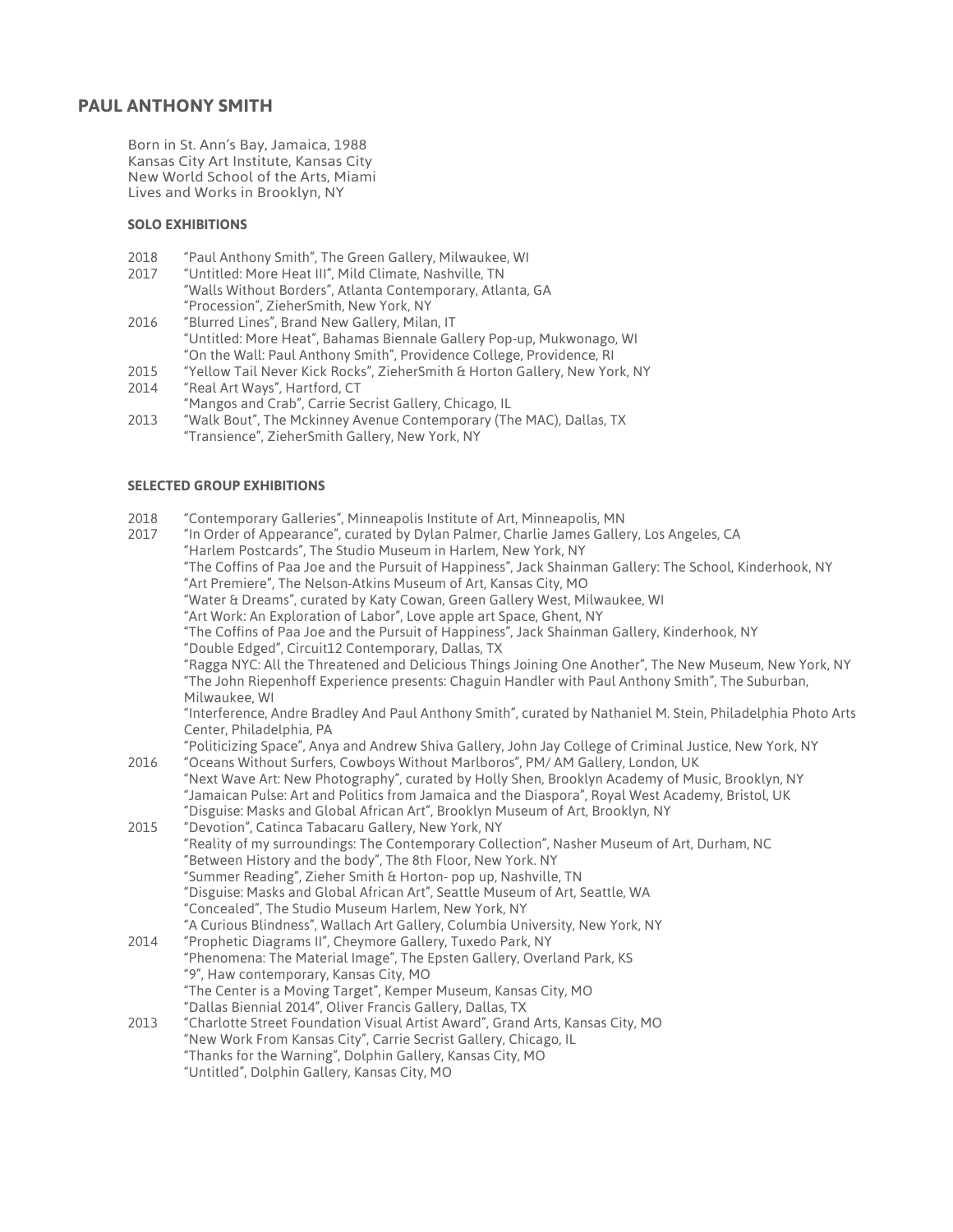# PAUL ANTHONY SMITH

Born in St. Ann's Bay, Jamaica, 1988
Kansas City Art Institute, Kansas City
New World School of the Arts, Miami
Lives and Works in Brooklyn, NY

### SOLO EXHIBITIONS

2018 "Paul Anthony Smith", The Green Gallery, Milwaukee, WI
2017 "Untitled: More Heat III", Mild Climate, Nashville, TN
"Walls Without Borders", Atlanta Contemporary, Atlanta, GA
"Procession", ZieherSmith, New York, NY
2016 "Blurred Lines", Brand New Gallery, Milan, IT
"Untitled: More Heat", Bahamas Biennale Gallery Pop-up, Mukwonago, WI
"On the Wall: Paul Anthony Smith", Providence College, Providence, RI
2015 "Yellow Tail Never Kick Rocks", ZieherSmith & Horton Gallery, New York, NY
2014 "Real Art Ways", Hartford, CT
"Mangos and Crab", Carrie Secrist Gallery, Chicago, IL
2013 "Walk Bout", The Mckinney Avenue Contemporary (The MAC), Dallas, TX
"Transience", ZieherSmith Gallery, New York, NY

### SELECTED GROUP EXHIBITIONS

2018 "Contemporary Galleries", Minneapolis Institute of Art, Minneapolis, MN
2017 "In Order of Appearance", curated by Dylan Palmer, Charlie James Gallery, Los Angeles, CA
"Harlem Postcards", The Studio Museum in Harlem, New York, NY
"The Coffins of Paa Joe and the Pursuit of Happiness", Jack Shainman Gallery: The School, Kinderhook, NY
"Art Premiere", The Nelson-Atkins Museum of Art, Kansas City, MO
"Water & Dreams", curated by Katy Cowan, Green Gallery West, Milwaukee, WI
"Art Work: An Exploration of Labor", Love apple art Space, Ghent, NY
"The Coffins of Paa Joe and the Pursuit of Happiness", Jack Shainman Gallery, Kinderhook, NY
"Double Edged", Circuit12 Contemporary, Dallas, TX
"Ragga NYC: All the Threatened and Delicious Things Joining One Another", The New Museum, New York, NY
"The John Riepenhoff Experience presents: Chaguin Handler with Paul Anthony Smith", The Suburban, Milwaukee, WI
"Interference, Andre Bradley And Paul Anthony Smith", curated by Nathaniel M. Stein, Philadelphia Photo Arts Center, Philadelphia, PA
"Politicizing Space", Anya and Andrew Shiva Gallery, John Jay College of Criminal Justice, New York, NY
2016 "Oceans Without Surfers, Cowboys Without Marlboros", PM/ AM Gallery, London, UK
"Next Wave Art: New Photography", curated by Holly Shen, Brooklyn Academy of Music, Brooklyn, NY
"Jamaican Pulse: Art and Politics from Jamaica and the Diaspora", Royal West Academy, Bristol, UK
"Disguise: Masks and Global African Art", Brooklyn Museum of Art, Brooklyn, NY
2015 "Devotion", Catinca Tabacaru Gallery, New York, NY
"Reality of my surroundings: The Contemporary Collection", Nasher Museum of Art, Durham, NC
"Between History and the body", The 8th Floor, New York. NY
"Summer Reading", Zieher Smith & Horton- pop up, Nashville, TN
"Disguise: Masks and Global African Art", Seattle Museum of Art, Seattle, WA
"Concealed", The Studio Museum Harlem, New York, NY
"A Curious Blindness", Wallach Art Gallery, Columbia University, New York, NY
2014 "Prophetic Diagrams II", Cheymore Gallery, Tuxedo Park, NY
"Phenomena: The Material Image", The Epsten Gallery, Overland Park, KS
"9", Haw contemporary, Kansas City, MO
"The Center is a Moving Target", Kemper Museum, Kansas City, MO
"Dallas Biennial 2014", Oliver Francis Gallery, Dallas, TX
2013 "Charlotte Street Foundation Visual Artist Award", Grand Arts, Kansas City, MO
"New Work From Kansas City", Carrie Secrist Gallery, Chicago, IL
"Thanks for the Warning", Dolphin Gallery, Kansas City, MO
"Untitled", Dolphin Gallery, Kansas City, MO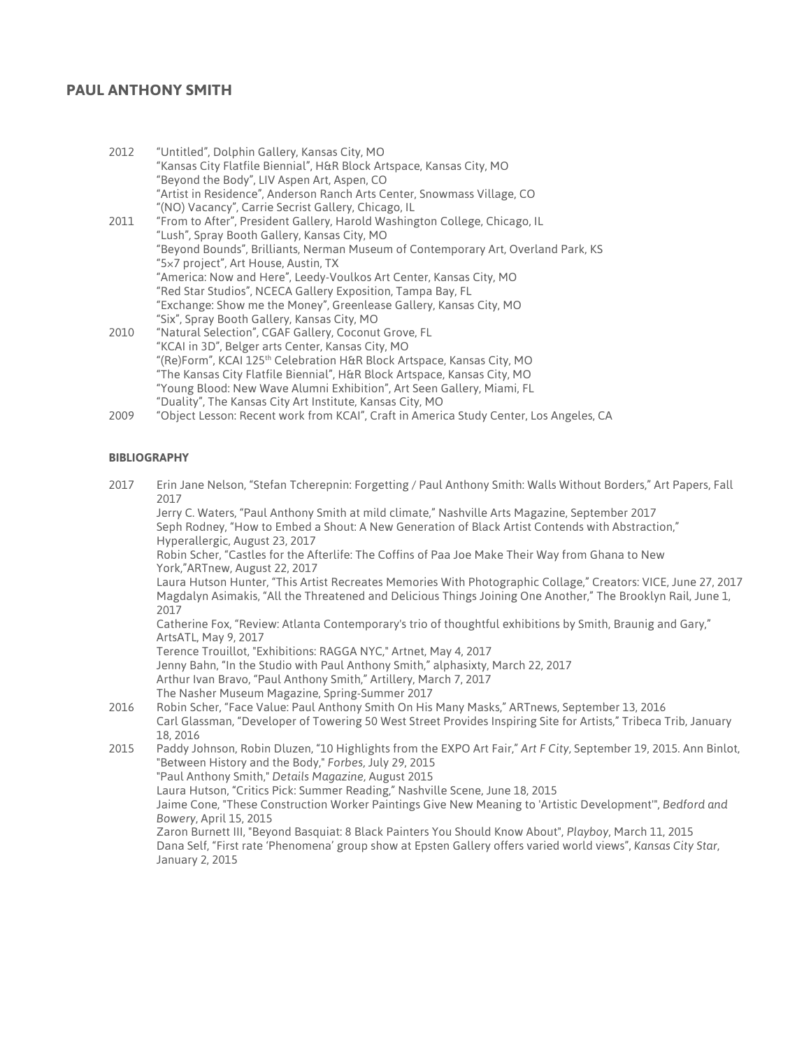# PAUL ANTHONY SMITH

2012 "Untitled", Dolphin Gallery, Kansas City, MO
"Kansas City Flatfile Biennial", H&R Block Artspace, Kansas City, MO
"Beyond the Body", LIV Aspen Art, Aspen, CO
"Artist in Residence", Anderson Ranch Arts Center, Snowmass Village, CO
"(NO) Vacancy", Carrie Secrist Gallery, Chicago, IL

2011 "From to After", President Gallery, Harold Washington College, Chicago, IL
"Lush", Spray Booth Gallery, Kansas City, MO
"Beyond Bounds", Brilliants, Nerman Museum of Contemporary Art, Overland Park, KS
"5×7 project", Art House, Austin, TX
"America: Now and Here", Leedy-Voulkos Art Center, Kansas City, MO
"Red Star Studios", NCECA Gallery Exposition, Tampa Bay, FL
"Exchange: Show me the Money", Greenlease Gallery, Kansas City, MO
"Six", Spray Booth Gallery, Kansas City, MO

2010 "Natural Selection", CGAF Gallery, Coconut Grove, FL
"KCAI in 3D", Belger arts Center, Kansas City, MO
"(Re)Form", KCAI 125th Celebration H&R Block Artspace, Kansas City, MO
"The Kansas City Flatfile Biennial", H&R Block Artspace, Kansas City, MO
"Young Blood: New Wave Alumni Exhibition", Art Seen Gallery, Miami, FL
"Duality", The Kansas City Art Institute, Kansas City, MO

2009 "Object Lesson: Recent work from KCAI", Craft in America Study Center, Los Angeles, CA

**BIBLIOGRAPHY**

2017 Erin Jane Nelson, "Stefan Tcherepnin: Forgetting / Paul Anthony Smith: Walls Without Borders," Art Papers, Fall 2017
Jerry C. Waters, "Paul Anthony Smith at mild climate," Nashville Arts Magazine, September 2017
Seph Rodney, "How to Embed a Shout: A New Generation of Black Artist Contends with Abstraction," Hyperallergic, August 23, 2017
Robin Scher, "Castles for the Afterlife: The Coffins of Paa Joe Make Their Way from Ghana to New York,"ARTnew, August 22, 2017
Laura Hutson Hunter, "This Artist Recreates Memories With Photographic Collage," Creators: VICE, June 27, 2017
Magdalyn Asimakis, "All the Threatened and Delicious Things Joining One Another," The Brooklyn Rail, June 1, 2017
Catherine Fox, "Review: Atlanta Contemporary's trio of thoughtful exhibitions by Smith, Braunig and Gary," ArtsATL, May 9, 2017
Terence Trouillot, "Exhibitions: RAGGA NYC," Artnet, May 4, 2017
Jenny Bahn, "In the Studio with Paul Anthony Smith," alphasixty, March 22, 2017
Arthur Ivan Bravo, "Paul Anthony Smith," Artillery, March 7, 2017
The Nasher Museum Magazine, Spring-Summer 2017

2016 Robin Scher, "Face Value: Paul Anthony Smith On His Many Masks," ARTnews, September 13, 2016
Carl Glassman, "Developer of Towering 50 West Street Provides Inspiring Site for Artists," Tribeca Trib, January 18, 2016

2015 Paddy Johnson, Robin Dluzen, "10 Highlights from the EXPO Art Fair," *Art F City*, September 19, 2015. Ann Binlot, "Between History and the Body," *Forbes*, July 29, 2015
"Paul Anthony Smith," *Details Magazine*, August 2015
Laura Hutson, "Critics Pick: Summer Reading," Nashville Scene, June 18, 2015
Jaime Cone, "These Construction Worker Paintings Give New Meaning to 'Artistic Development'", *Bedford and Bowery*, April 15, 2015
Zaron Burnett III, "Beyond Basquiat: 8 Black Painters You Should Know About", *Playboy*, March 11, 2015
Dana Self, "First rate 'Phenomena' group show at Epsten Gallery offers varied world views", *Kansas City Star*, January 2, 2015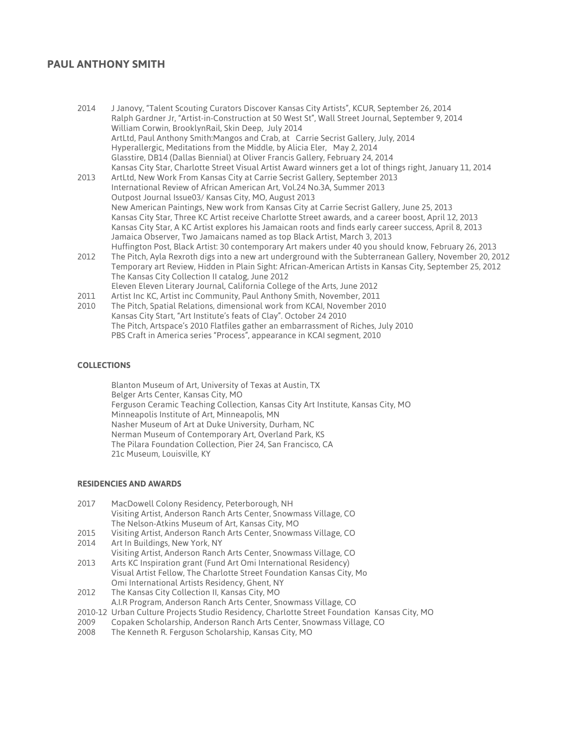# PAUL ANTHONY SMITH

2014 J Janovy, "Talent Scouting Curators Discover Kansas City Artists", KCUR, September 26, 2014
Ralph Gardner Jr, "Artist-in-Construction at 50 West St", Wall Street Journal, September 9, 2014
William Corwin, BrooklynRail, Skin Deep, July 2014
ArtLtd, Paul Anthony Smith:Mangos and Crab, at Carrie Secrist Gallery, July, 2014
Hyperallergic, Meditations from the Middle, by Alicia Eler, May 2, 2014
Glasstire, DB14 (Dallas Biennial) at Oliver Francis Gallery, February 24, 2014
Kansas City Star, Charlotte Street Visual Artist Award winners get a lot of things right, January 11, 2014

2013 ArtLtd, New Work From Kansas City at Carrie Secrist Gallery, September 2013
International Review of African American Art, Vol.24 No.3A, Summer 2013
Outpost Journal Issue03/ Kansas City, MO, August 2013
New American Paintings, New work from Kansas City at Carrie Secrist Gallery, June 25, 2013
Kansas City Star, Three KC Artist receive Charlotte Street awards, and a career boost, April 12, 2013
Kansas City Star, A KC Artist explores his Jamaican roots and finds early career success, April 8, 2013
Jamaica Observer, Two Jamaicans named as top Black Artist, March 3, 2013
Huffington Post, Black Artist: 30 contemporary Art makers under 40 you should know, February 26, 2013

2012 The Pitch, Ayla Rexroth digs into a new art underground with the Subterranean Gallery, November 20, 2012
Temporary art Review, Hidden in Plain Sight: African-American Artists in Kansas City, September 25, 2012
The Kansas City Collection II catalog, June 2012
Eleven Eleven Literary Journal, California College of the Arts, June 2012

2011 Artist Inc KC, Artist inc Community, Paul Anthony Smith, November, 2011

2010 The Pitch, Spatial Relations, dimensional work from KCAI, November 2010
Kansas City Start, "Art Institute's feats of Clay". October 24 2010
The Pitch, Artspace's 2010 Flatfiles gather an embarrassment of Riches, July 2010
PBS Craft in America series "Process", appearance in KCAI segment, 2010

## COLLECTIONS

Blanton Museum of Art, University of Texas at Austin, TX
Belger Arts Center, Kansas City, MO
Ferguson Ceramic Teaching Collection, Kansas City Art Institute, Kansas City, MO
Minneapolis Institute of Art, Minneapolis, MN
Nasher Museum of Art at Duke University, Durham, NC
Nerman Museum of Contemporary Art, Overland Park, KS
The Pilara Foundation Collection, Pier 24, San Francisco, CA
21c Museum, Louisville, KY

## RESIDENCIES AND AWARDS

2017 MacDowell Colony Residency, Peterborough, NH
Visiting Artist, Anderson Ranch Arts Center, Snowmass Village, CO
The Nelson-Atkins Museum of Art, Kansas City, MO

2015 Visiting Artist, Anderson Ranch Arts Center, Snowmass Village, CO

2014 Art In Buildings, New York, NY
Visiting Artist, Anderson Ranch Arts Center, Snowmass Village, CO

2013 Arts KC Inspiration grant (Fund Art Omi International Residency)
Visual Artist Fellow, The Charlotte Street Foundation Kansas City, Mo
Omi International Artists Residency, Ghent, NY

2012 The Kansas City Collection II, Kansas City, MO
A.I.R Program, Anderson Ranch Arts Center, Snowmass Village, CO

2010-12 Urban Culture Projects Studio Residency, Charlotte Street Foundation Kansas City, MO

2009 Copaken Scholarship, Anderson Ranch Arts Center, Snowmass Village, CO

2008 The Kenneth R. Ferguson Scholarship, Kansas City, MO